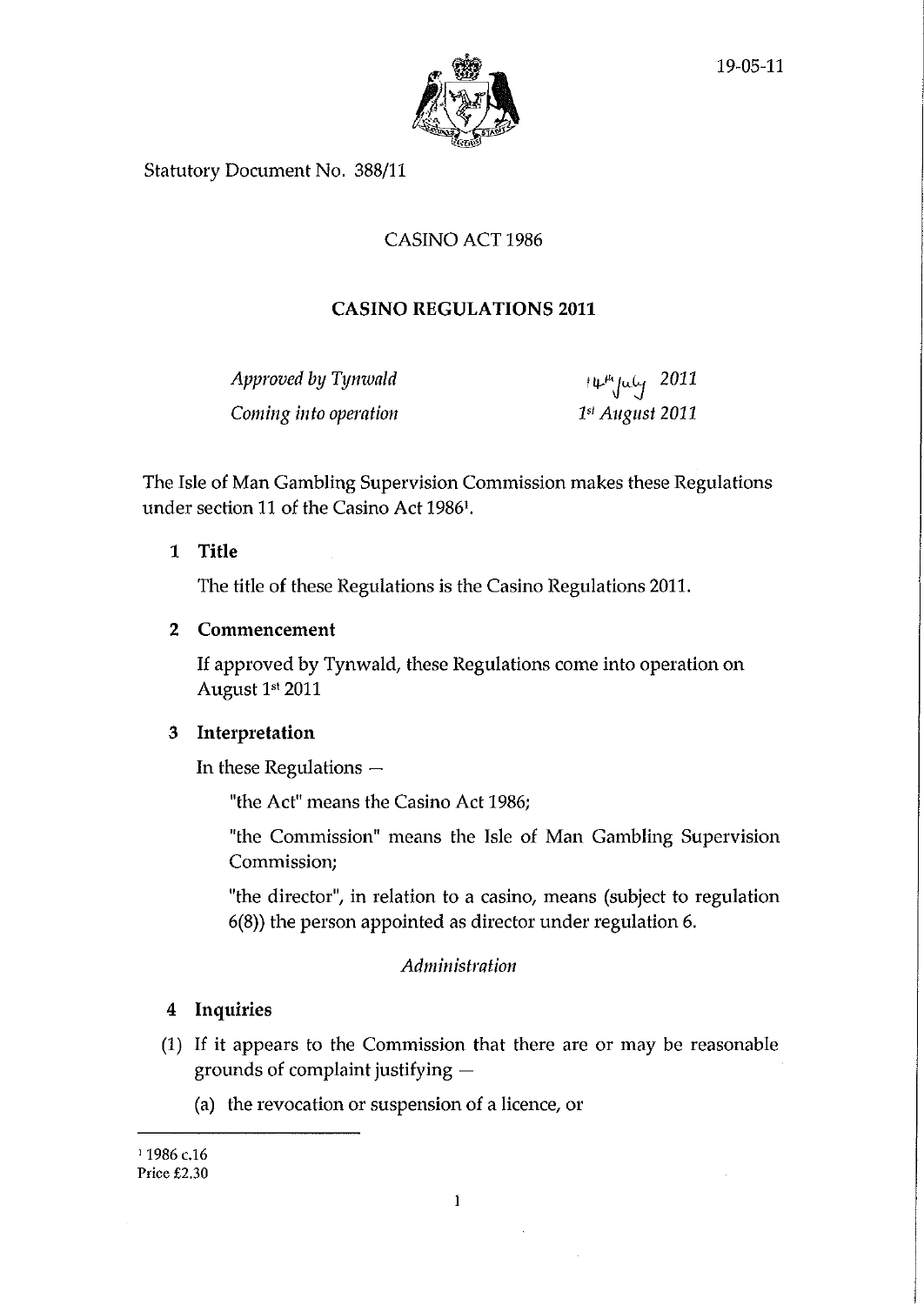19-05-11

Statutory Document No. 388/11

CASINO ACT 1986

## CASINO REGULATIONS 2011

| | |
|---|---|
| *Approved by Tynwald* | 14th July 2011 |
| *Coming into operation* | 1st August 2011 |

The Isle of Man Gambling Supervision Commission makes these Regulations under section 11 of the Casino Act 1986[1].

**1 Title**

The title of these Regulations is the Casino Regulations 2011.

**2 Commencement**

If approved by Tynwald, these Regulations come into operation on August 1st 2011

**3 Interpretation**

In these Regulations —

"the Act" means the Casino Act 1986;

"the Commission" means the Isle of Man Gambling Supervision Commission;

"the director", in relation to a casino, means (subject to regulation 6(8)) the person appointed as director under regulation 6.

*Administration*

**4 Inquiries**

(1) If it appears to the Commission that there are or may be reasonable grounds of complaint justifying —

(a) the revocation or suspension of a licence, or

---

[1] 1986 c.16

Price £2.30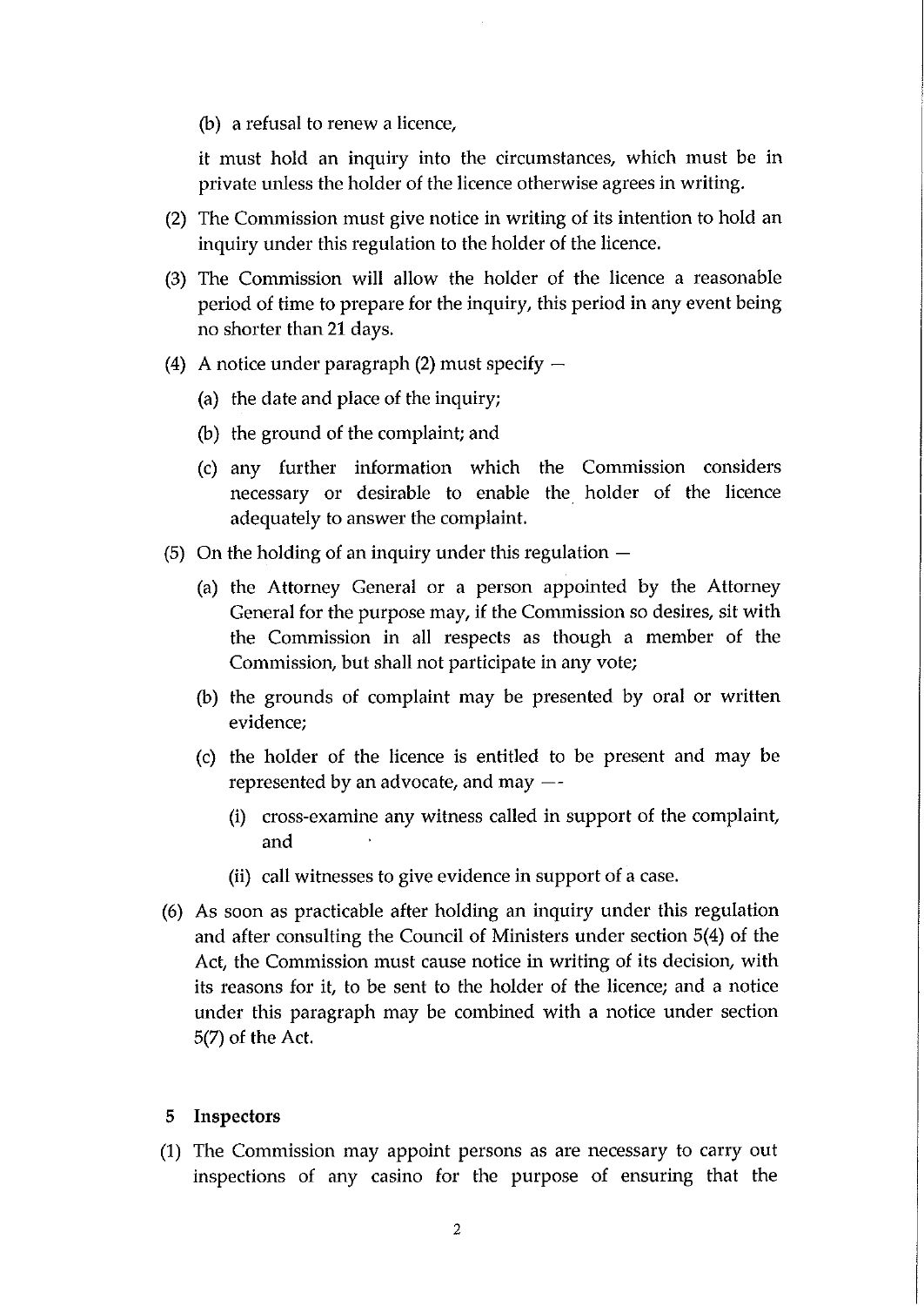(b) a refusal to renew a licence,

it must hold an inquiry into the circumstances, which must be in private unless the holder of the licence otherwise agrees in writing.

(2) The Commission must give notice in writing of its intention to hold an inquiry under this regulation to the holder of the licence.

(3) The Commission will allow the holder of the licence a reasonable period of time to prepare for the inquiry, this period in any event being no shorter than 21 days.

(4) A notice under paragraph (2) must specify —

(a) the date and place of the inquiry;

(b) the ground of the complaint; and

(c) any further information which the Commission considers necessary or desirable to enable the holder of the licence adequately to answer the complaint.

(5) On the holding of an inquiry under this regulation —

(a) the Attorney General or a person appointed by the Attorney General for the purpose may, if the Commission so desires, sit with the Commission in all respects as though a member of the Commission, but shall not participate in any vote;

(b) the grounds of complaint may be presented by oral or written evidence;

(c) the holder of the licence is entitled to be present and may be represented by an advocate, and may —

(i) cross-examine any witness called in support of the complaint, and

(ii) call witnesses to give evidence in support of a case.

(6) As soon as practicable after holding an inquiry under this regulation and after consulting the Council of Ministers under section 5(4) of the Act, the Commission must cause notice in writing of its decision, with its reasons for it, to be sent to the holder of the licence; and a notice under this paragraph may be combined with a notice under section 5(7) of the Act.

## 5 Inspectors

(1) The Commission may appoint persons as are necessary to carry out inspections of any casino for the purpose of ensuring that the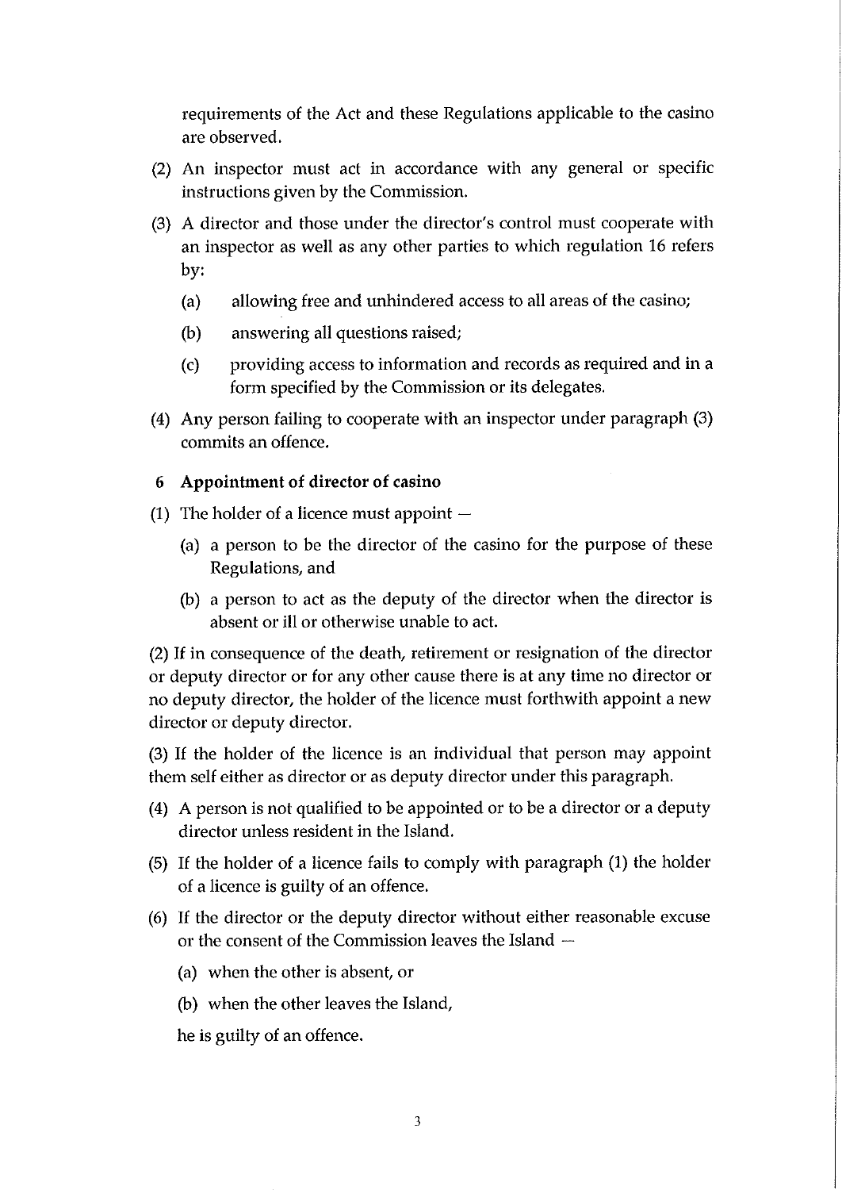requirements of the Act and these Regulations applicable to the casino are observed.

(2) An inspector must act in accordance with any general or specific instructions given by the Commission.

(3) A director and those under the director's control must cooperate with an inspector as well as any other parties to which regulation 16 refers by:

(a) allowing free and unhindered access to all areas of the casino;

(b) answering all questions raised;

(c) providing access to information and records as required and in a form specified by the Commission or its delegates.

(4) Any person failing to cooperate with an inspector under paragraph (3) commits an offence.

### 6 Appointment of director of casino

(1) The holder of a licence must appoint —

(a) a person to be the director of the casino for the purpose of these Regulations, and

(b) a person to act as the deputy of the director when the director is absent or ill or otherwise unable to act.

(2) If in consequence of the death, retirement or resignation of the director or deputy director or for any other cause there is at any time no director or no deputy director, the holder of the licence must forthwith appoint a new director or deputy director.

(3) If the holder of the licence is an individual that person may appoint them self either as director or as deputy director under this paragraph.

(4) A person is not qualified to be appointed or to be a director or a deputy director unless resident in the Island.

(5) If the holder of a licence fails to comply with paragraph (1) the holder of a licence is guilty of an offence.

(6) If the director or the deputy director without either reasonable excuse or the consent of the Commission leaves the Island —

(a) when the other is absent, or

(b) when the other leaves the Island,

he is guilty of an offence.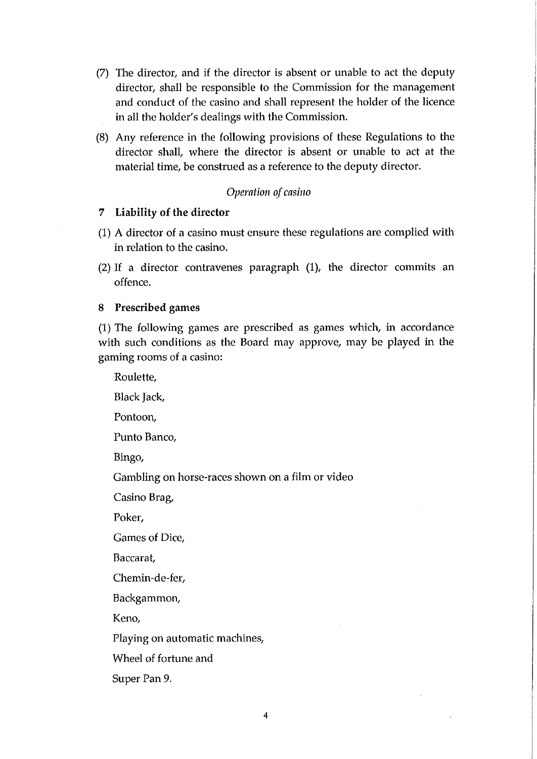(7) The director, and if the director is absent or unable to act the deputy director, shall be responsible to the Commission for the management and conduct of the casino and shall represent the holder of the licence in all the holder's dealings with the Commission.

(8) Any reference in the following provisions of these Regulations to the director shall, where the director is absent or unable to act at the material time, be construed as a reference to the deputy director.

*Operation of casino*

### 7 Liability of the director

(1) A director of a casino must ensure these regulations are complied with in relation to the casino.

(2) If a director contravenes paragraph (1), the director commits an offence.

### 8 Prescribed games

(1) The following games are prescribed as games which, in accordance with such conditions as the Board may approve, may be played in the gaming rooms of a casino:

Roulette,

Black Jack,

Pontoon,

Punto Banco,

Bingo,

Gambling on horse-races shown on a film or video

Casino Brag,

Poker,

Games of Dice,

Baccarat,

Chemin-de-fer,

Backgammon,

Keno,

Playing on automatic machines,

Wheel of fortune and

Super Pan 9.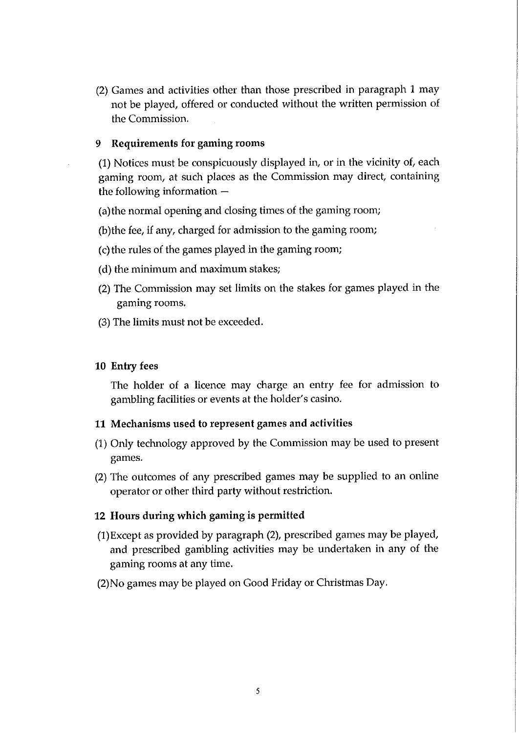(2) Games and activities other than those prescribed in paragraph 1 may not be played, offered or conducted without the written permission of the Commission.

**9 Requirements for gaming rooms**

(1) Notices must be conspicuously displayed in, or in the vicinity of, each gaming room, at such places as the Commission may direct, containing the following information —

(a) the normal opening and closing times of the gaming room;

(b) the fee, if any, charged for admission to the gaming room;

(c) the rules of the games played in the gaming room;

(d) the minimum and maximum stakes;

(2) The Commission may set limits on the stakes for games played in the gaming rooms.

(3) The limits must not be exceeded.

**10 Entry fees**

The holder of a licence may charge an entry fee for admission to gambling facilities or events at the holder's casino.

**11 Mechanisms used to represent games and activities**

(1) Only technology approved by the Commission may be used to present games.

(2) The outcomes of any prescribed games may be supplied to an online operator or other third party without restriction.

**12 Hours during which gaming is permitted**

(1) Except as provided by paragraph (2), prescribed games may be played, and prescribed gambling activities may be undertaken in any of the gaming rooms at any time.

(2) No games may be played on Good Friday or Christmas Day.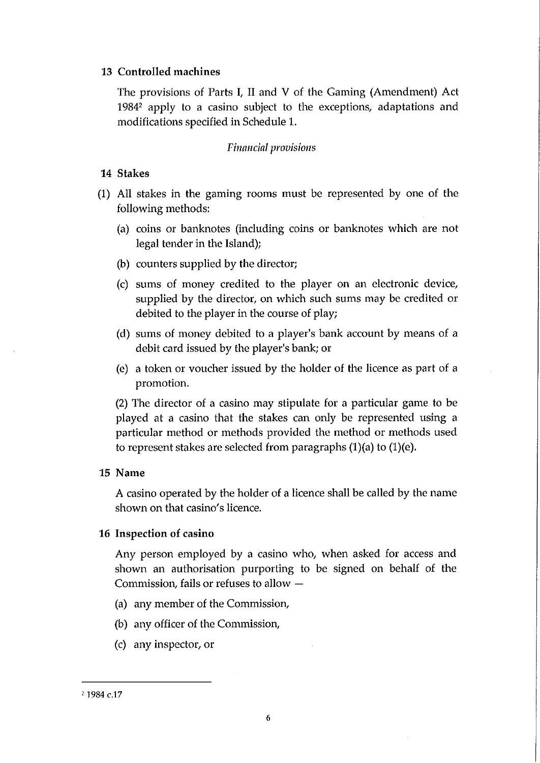**13 Controlled machines**

The provisions of Parts I, II and V of the Gaming (Amendment) Act 1984[2] apply to a casino subject to the exceptions, adaptations and modifications specified in Schedule 1.

*Financial provisions*

**14 Stakes**

(1) All stakes in the gaming rooms must be represented by one of the following methods:

(a) coins or banknotes (including coins or banknotes which are not legal tender in the Island);

(b) counters supplied by the director;

(c) sums of money credited to the player on an electronic device, supplied by the director, on which such sums may be credited or debited to the player in the course of play;

(d) sums of money debited to a player's bank account by means of a debit card issued by the player's bank; or

(e) a token or voucher issued by the holder of the licence as part of a promotion.

(2) The director of a casino may stipulate for a particular game to be played at a casino that the stakes can only be represented using a particular method or methods provided the method or methods used to represent stakes are selected from paragraphs (1)(a) to (1)(e).

**15 Name**

A casino operated by the holder of a licence shall be called by the name shown on that casino's licence.

**16 Inspection of casino**

Any person employed by a casino who, when asked for access and shown an authorisation purporting to be signed on behalf of the Commission, fails or refuses to allow —

(a) any member of the Commission,

(b) any officer of the Commission,

(c) any inspector, or

---

[2] 1984 c.17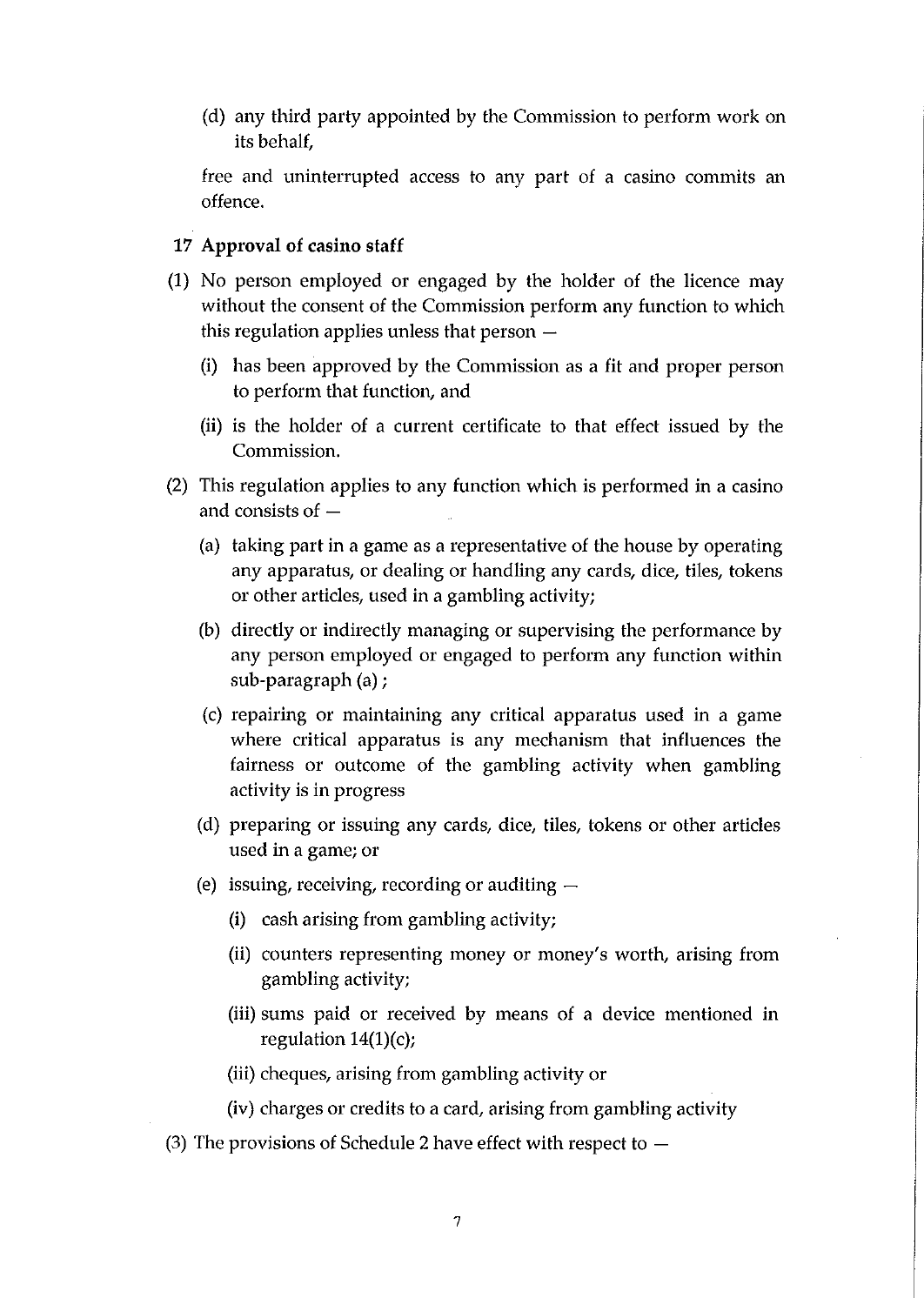(d) any third party appointed by the Commission to perform work on its behalf,

free and uninterrupted access to any part of a casino commits an offence.

### 17 Approval of casino staff

(1) No person employed or engaged by the holder of the licence may without the consent of the Commission perform any function to which this regulation applies unless that person —

   (i) has been approved by the Commission as a fit and proper person to perform that function, and

   (ii) is the holder of a current certificate to that effect issued by the Commission.

(2) This regulation applies to any function which is performed in a casino and consists of —

   (a) taking part in a game as a representative of the house by operating any apparatus, or dealing or handling any cards, dice, tiles, tokens or other articles, used in a gambling activity;

   (b) directly or indirectly managing or supervising the performance by any person employed or engaged to perform any function within sub-paragraph (a) ;

   (c) repairing or maintaining any critical apparatus used in a game where critical apparatus is any mechanism that influences the fairness or outcome of the gambling activity when gambling activity is in progress

   (d) preparing or issuing any cards, dice, tiles, tokens or other articles used in a game; or

   (e) issuing, receiving, recording or auditing —

      (i) cash arising from gambling activity;

      (ii) counters representing money or money's worth, arising from gambling activity;

      (iii) sums paid or received by means of a device mentioned in regulation 14(1)(c);

      (iii) cheques, arising from gambling activity or

      (iv) charges or credits to a card, arising from gambling activity

(3) The provisions of Schedule 2 have effect with respect to —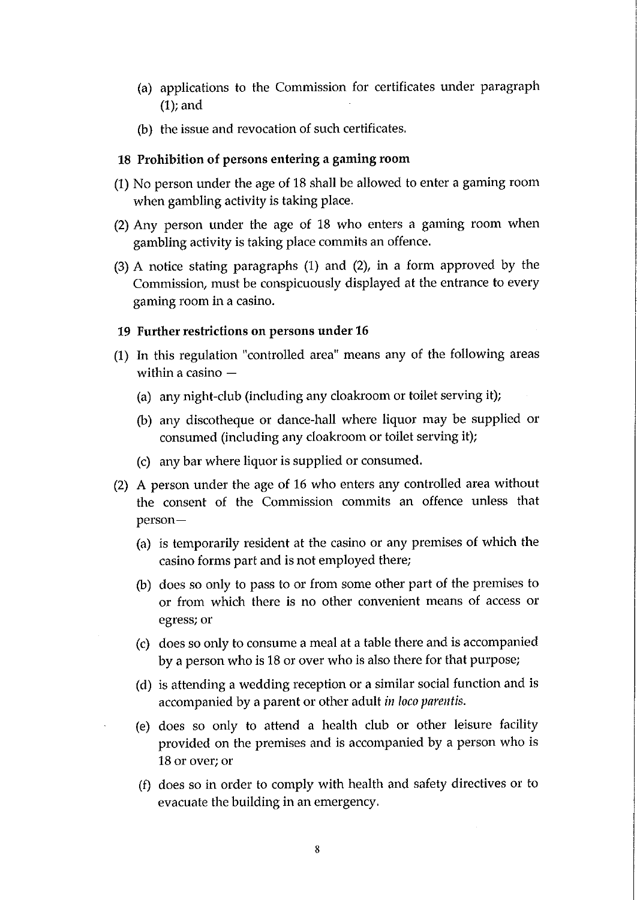(a) applications to the Commission for certificates under paragraph (1); and

(b) the issue and revocation of such certificates.

## 18 Prohibition of persons entering a gaming room

(1) No person under the age of 18 shall be allowed to enter a gaming room when gambling activity is taking place.

(2) Any person under the age of 18 who enters a gaming room when gambling activity is taking place commits an offence.

(3) A notice stating paragraphs (1) and (2), in a form approved by the Commission, must be conspicuously displayed at the entrance to every gaming room in a casino.

## 19 Further restrictions on persons under 16

(1) In this regulation "controlled area" means any of the following areas within a casino —

(a) any night-club (including any cloakroom or toilet serving it);

(b) any discotheque or dance-hall where liquor may be supplied or consumed (including any cloakroom or toilet serving it);

(c) any bar where liquor is supplied or consumed.

(2) A person under the age of 16 who enters any controlled area without the consent of the Commission commits an offence unless that person—

(a) is temporarily resident at the casino or any premises of which the casino forms part and is not employed there;

(b) does so only to pass to or from some other part of the premises to or from which there is no other convenient means of access or egress; or

(c) does so only to consume a meal at a table there and is accompanied by a person who is 18 or over who is also there for that purpose;

(d) is attending a wedding reception or a similar social function and is accompanied by a parent or other adult *in loco parentis*.

(e) does so only to attend a health club or other leisure facility provided on the premises and is accompanied by a person who is 18 or over; or

(f) does so in order to comply with health and safety directives or to evacuate the building in an emergency.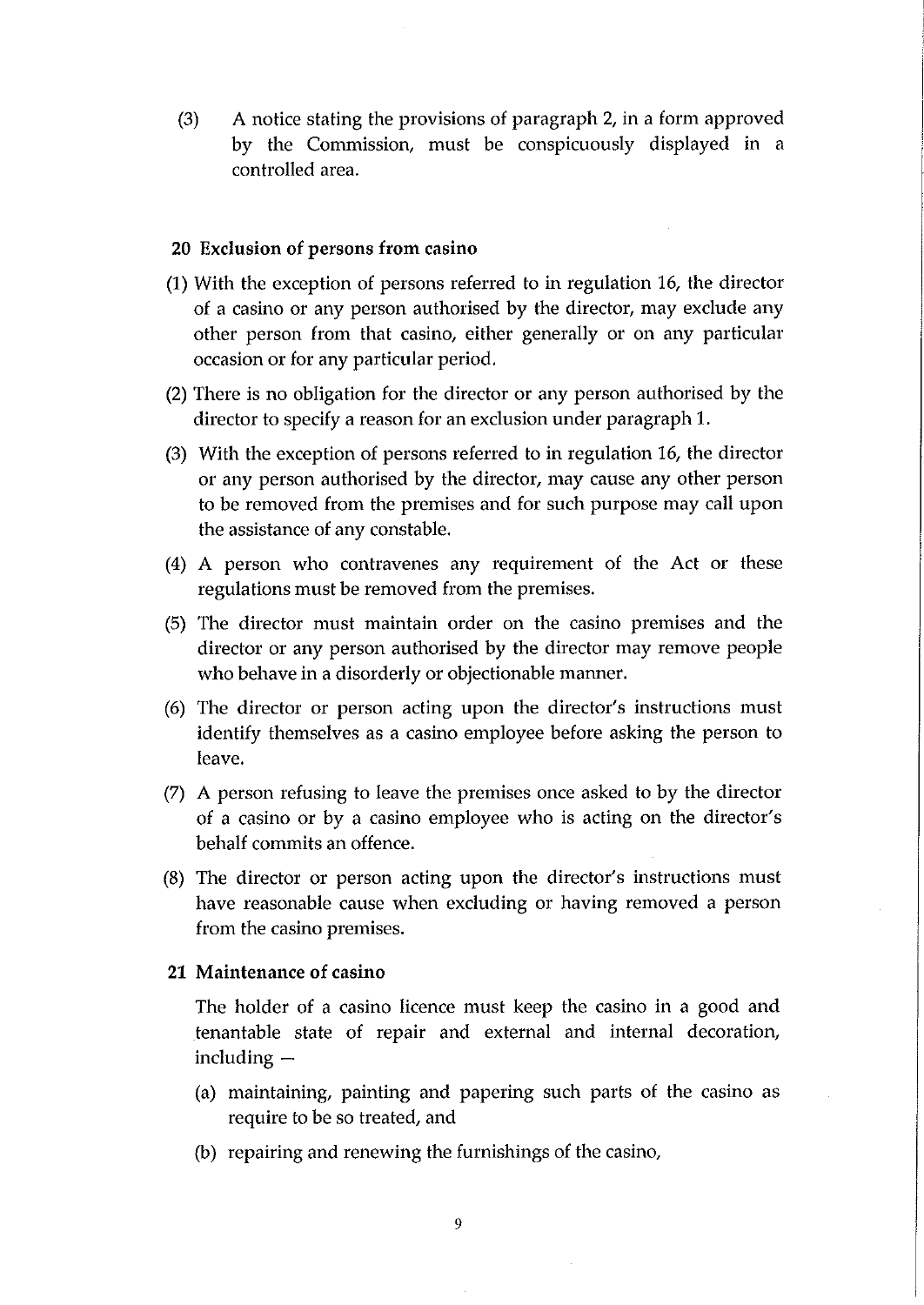(3) A notice stating the provisions of paragraph 2, in a form approved by the Commission, must be conspicuously displayed in a controlled area.

### 20 Exclusion of persons from casino

(1) With the exception of persons referred to in regulation 16, the director of a casino or any person authorised by the director, may exclude any other person from that casino, either generally or on any particular occasion or for any particular period.

(2) There is no obligation for the director or any person authorised by the director to specify a reason for an exclusion under paragraph 1.

(3) With the exception of persons referred to in regulation 16, the director or any person authorised by the director, may cause any other person to be removed from the premises and for such purpose may call upon the assistance of any constable.

(4) A person who contravenes any requirement of the Act or these regulations must be removed from the premises.

(5) The director must maintain order on the casino premises and the director or any person authorised by the director may remove people who behave in a disorderly or objectionable manner.

(6) The director or person acting upon the director's instructions must identify themselves as a casino employee before asking the person to leave.

(7) A person refusing to leave the premises once asked to by the director of a casino or by a casino employee who is acting on the director's behalf commits an offence.

(8) The director or person acting upon the director's instructions must have reasonable cause when excluding or having removed a person from the casino premises.

### 21 Maintenance of casino

The holder of a casino licence must keep the casino in a good and tenantable state of repair and external and internal decoration, including –

(a) maintaining, painting and papering such parts of the casino as require to be so treated, and

(b) repairing and renewing the furnishings of the casino,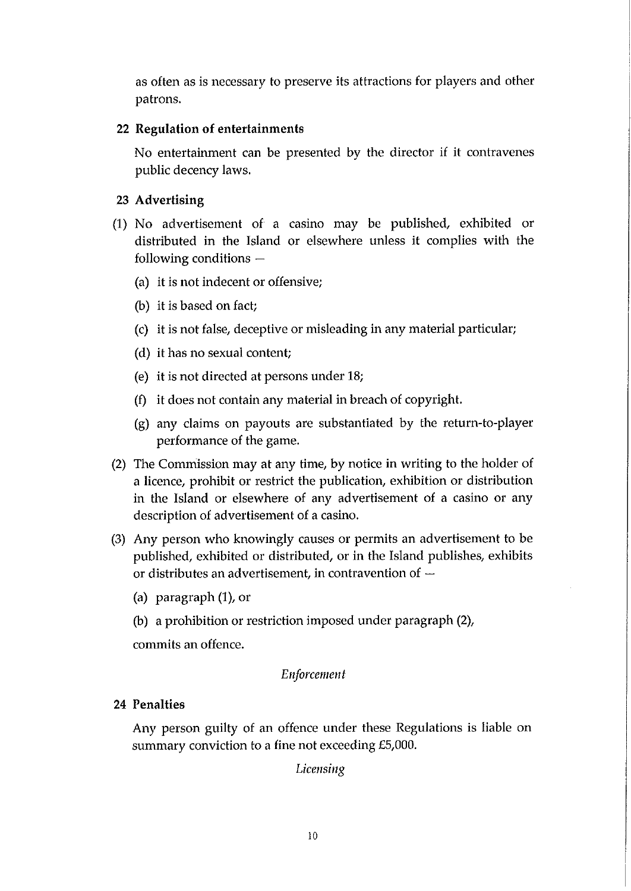as often as is necessary to preserve its attractions for players and other patrons.

**22 Regulation of entertainments**

No entertainment can be presented by the director if it contravenes public decency laws.

**23 Advertising**

(1) No advertisement of a casino may be published, exhibited or distributed in the Island or elsewhere unless it complies with the following conditions —

- (a) it is not indecent or offensive;
- (b) it is based on fact;
- (c) it is not false, deceptive or misleading in any material particular;
- (d) it has no sexual content;
- (e) it is not directed at persons under 18;
- (f) it does not contain any material in breach of copyright.
- (g) any claims on payouts are substantiated by the return-to-player performance of the game.

(2) The Commission may at any time, by notice in writing to the holder of a licence, prohibit or restrict the publication, exhibition or distribution in the Island or elsewhere of any advertisement of a casino or any description of advertisement of a casino.

(3) Any person who knowingly causes or permits an advertisement to be published, exhibited or distributed, or in the Island publishes, exhibits or distributes an advertisement, in contravention of —

- (a) paragraph (1), or
- (b) a prohibition or restriction imposed under paragraph (2),

commits an offence.

*Enforcement*

**24 Penalties**

Any person guilty of an offence under these Regulations is liable on summary conviction to a fine not exceeding £5,000.

*Licensing*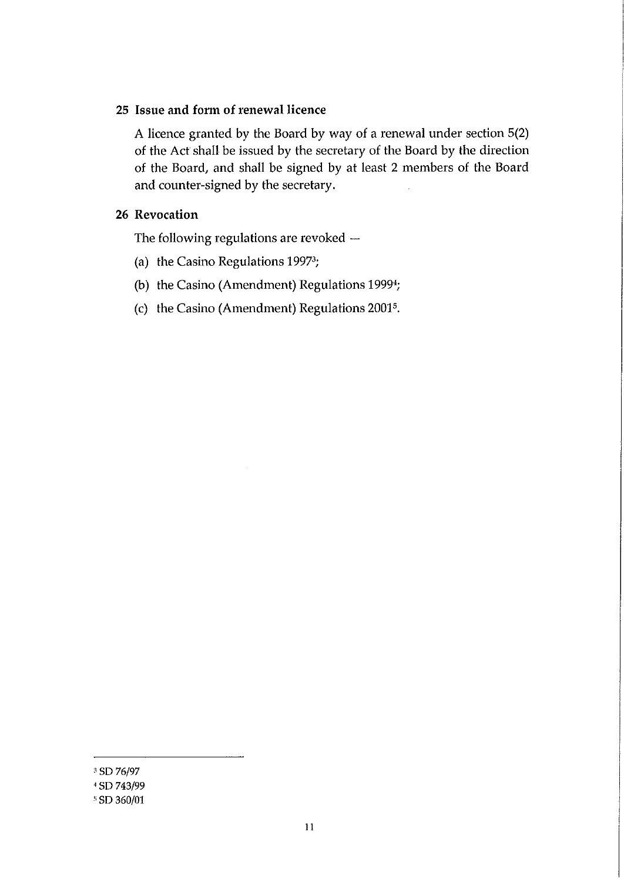## 25 Issue and form of renewal licence

A licence granted by the Board by way of a renewal under section 5(2) of the Act shall be issued by the secretary of the Board by the direction of the Board, and shall be signed by at least 2 members of the Board and counter-signed by the secretary.

## 26 Revocation

The following regulations are revoked —

(a) the Casino Regulations 1997[3];

(b) the Casino (Amendment) Regulations 1999[4];

(c) the Casino (Amendment) Regulations 2001[5].

---

[3] SD 76/97

[4] SD 743/99

[5] SD 360/01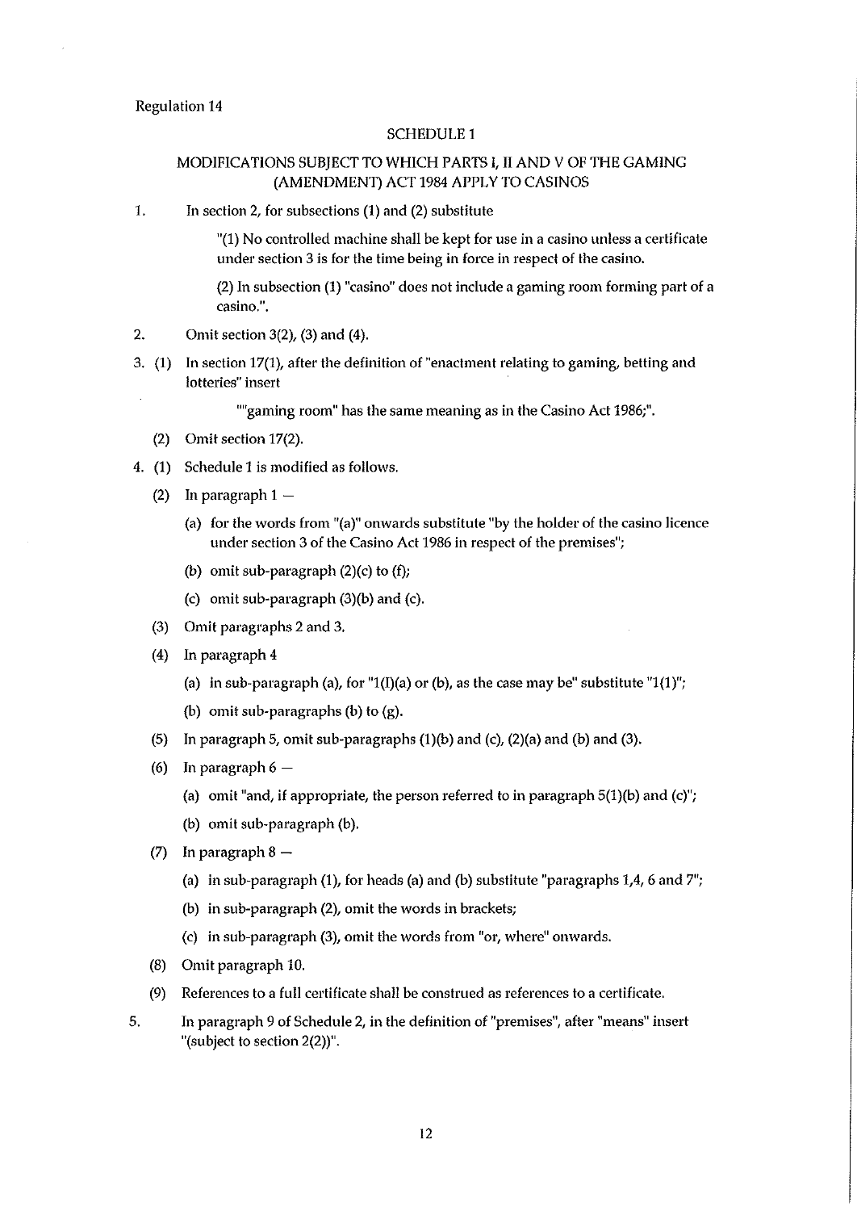Regulation 14

## SCHEDULE 1

### MODIFICATIONS SUBJECT TO WHICH PARTS I, II AND V OF THE GAMING (AMENDMENT) ACT 1984 APPLY TO CASINOS

1. In section 2, for subsections (1) and (2) substitute

   "(1) No controlled machine shall be kept for use in a casino unless a certificate under section 3 is for the time being in force in respect of the casino.

   (2) In subsection (1) "casino" does not include a gaming room forming part of a casino.".

2. Omit section 3(2), (3) and (4).

3. (1) In section 17(1), after the definition of "enactment relating to gaming, betting and lotteries" insert

   ""gaming room" has the same meaning as in the Casino Act 1986;".

   (2) Omit section 17(2).

4. (1) Schedule 1 is modified as follows.

   (2) In paragraph 1 —

   (a) for the words from "(a)" onwards substitute "by the holder of the casino licence under section 3 of the Casino Act 1986 in respect of the premises";

   (b) omit sub-paragraph (2)(c) to (f);

   (c) omit sub-paragraph (3)(b) and (c).

   (3) Omit paragraphs 2 and 3.

   (4) In paragraph 4

   (a) in sub-paragraph (a), for "1(I)(a) or (b), as the case may be" substitute "1(1)";

   (b) omit sub-paragraphs (b) to (g).

   (5) In paragraph 5, omit sub-paragraphs (1)(b) and (c), (2)(a) and (b) and (3).

   (6) In paragraph 6 —

   (a) omit "and, if appropriate, the person referred to in paragraph 5(1)(b) and (c)";

   (b) omit sub-paragraph (b).

   (7) In paragraph 8 —

   (a) in sub-paragraph (1), for heads (a) and (b) substitute "paragraphs 1,4, 6 and 7";

   (b) in sub-paragraph (2), omit the words in brackets;

   (c) in sub-paragraph (3), omit the words from "or, where" onwards.

   (8) Omit paragraph 10.

   (9) References to a full certificate shall be construed as references to a certificate.

5. In paragraph 9 of Schedule 2, in the definition of "premises", after "means" insert "(subject to section 2(2))".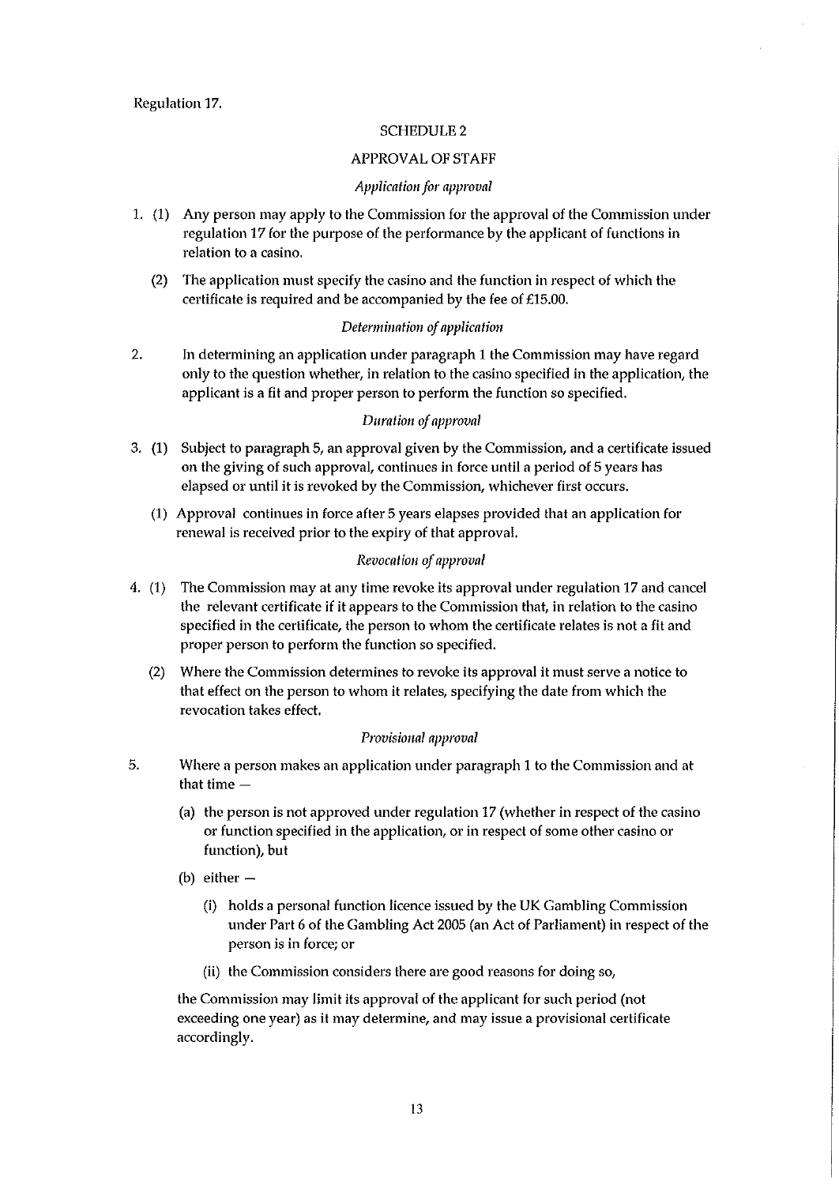Regulation 17.

## SCHEDULE 2

## APPROVAL OF STAFF

*Application for approval*

1. (1) Any person may apply to the Commission for the approval of the Commission under regulation 17 for the purpose of the performance by the applicant of functions in relation to a casino.

   (2) The application must specify the casino and the function in respect of which the certificate is required and be accompanied by the fee of £15.00.

*Determination of application*

2. In determining an application under paragraph 1 the Commission may have regard only to the question whether, in relation to the casino specified in the application, the applicant is a fit and proper person to perform the function so specified.

*Duration of approval*

3. (1) Subject to paragraph 5, an approval given by the Commission, and a certificate issued on the giving of such approval, continues in force until a period of 5 years has elapsed or until it is revoked by the Commission, whichever first occurs.

   (1) Approval continues in force after 5 years elapses provided that an application for renewal is received prior to the expiry of that approval.

*Revocation of approval*

4. (1) The Commission may at any time revoke its approval under regulation 17 and cancel the relevant certificate if it appears to the Commission that, in relation to the casino specified in the certificate, the person to whom the certificate relates is not a fit and proper person to perform the function so specified.

   (2) Where the Commission determines to revoke its approval it must serve a notice to that effect on the person to whom it relates, specifying the date from which the revocation takes effect.

*Provisional approval*

5. Where a person makes an application under paragraph 1 to the Commission and at that time —

   (a) the person is not approved under regulation 17 (whether in respect of the casino or function specified in the application, or in respect of some other casino or function), but

   (b) either —

      (i) holds a personal function licence issued by the UK Gambling Commission under Part 6 of the Gambling Act 2005 (an Act of Parliament) in respect of the person is in force; or

      (ii) the Commission considers there are good reasons for doing so,

   the Commission may limit its approval of the applicant for such period (not exceeding one year) as it may determine, and may issue a provisional certificate accordingly.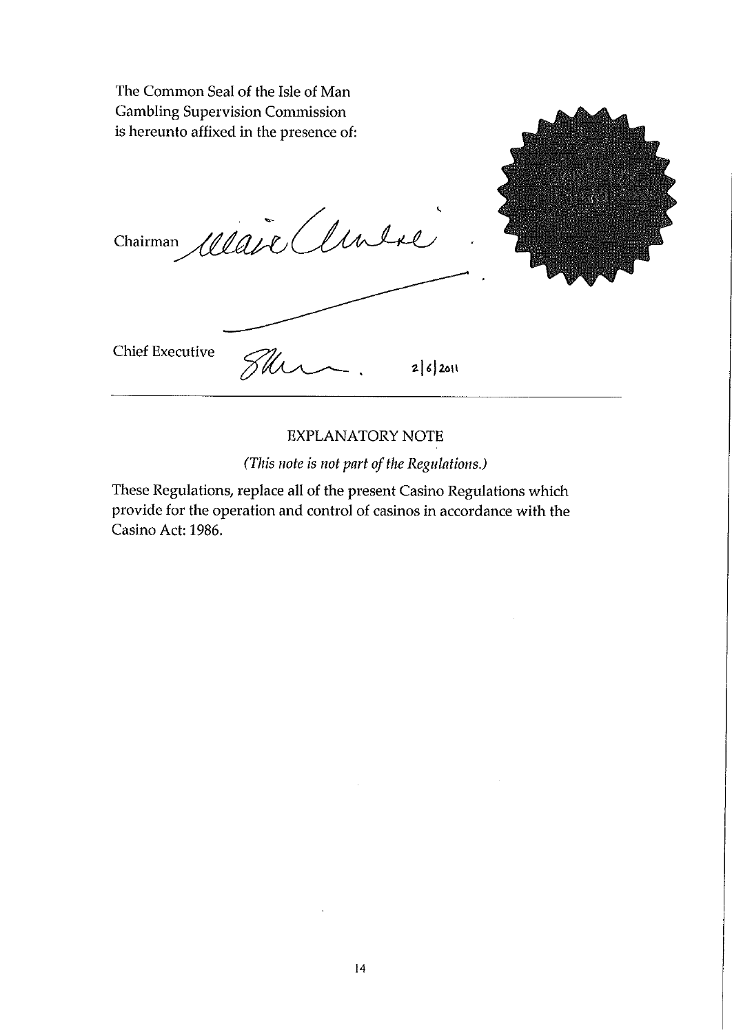The Common Seal of the Isle of Man Gambling Supervision Commission is hereunto affixed in the presence of:

Chairman

Chief Executive

2|6|2011

---

## EXPLANATORY NOTE

*(This note is not part of the Regulations.)*

These Regulations, replace all of the present Casino Regulations which provide for the operation and control of casinos in accordance with the Casino Act: 1986.